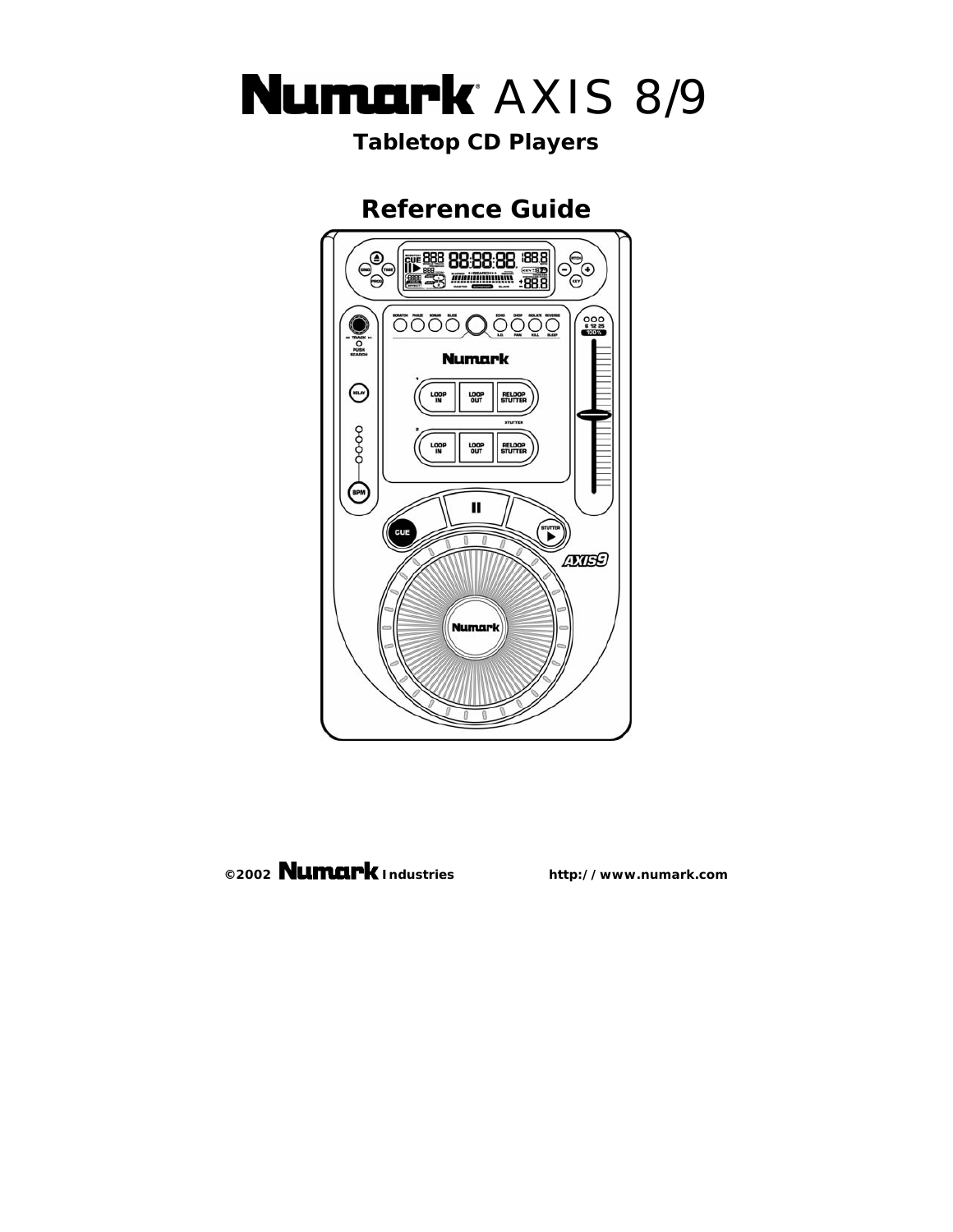# Numark AXIS 8/9

**Tabletop CD Players**

## Reference Guide

**©2002 Numark Industries** **http://www.numark.com**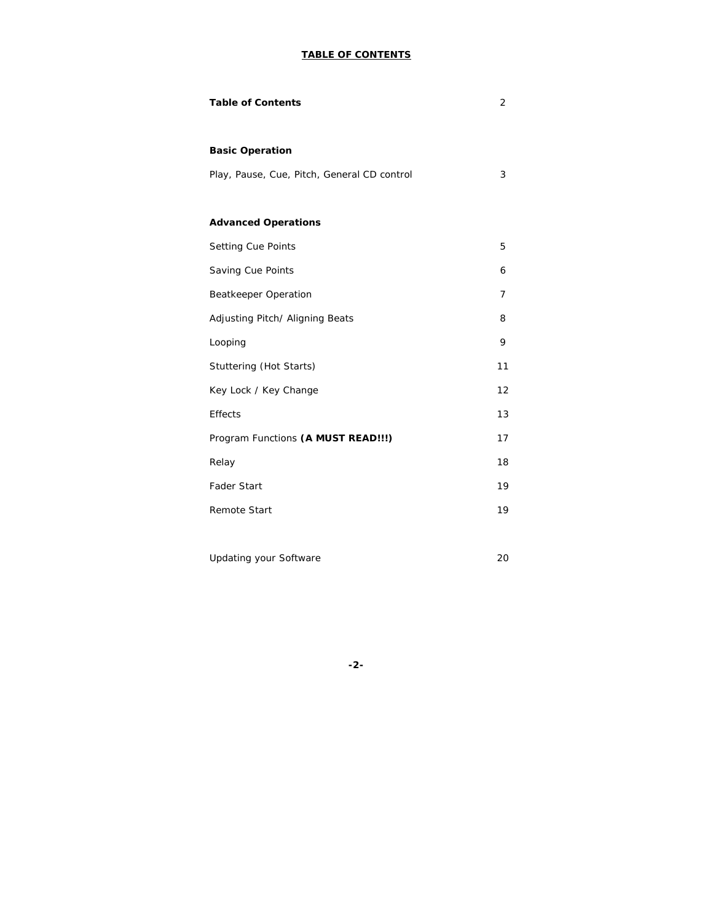## TABLE OF CONTENTS

| | |
|---|---|
| **Table of Contents** | 2 |
| | |
| **Basic Operation** | |
| Play, Pause, Cue, Pitch, General CD control | 3 |
| | |
| **Advanced Operations** | |
| Setting Cue Points | 5 |
| Saving Cue Points | 6 |
| Beatkeeper Operation | 7 |
| Adjusting Pitch/ Aligning Beats | 8 |
| Looping | 9 |
| Stuttering (Hot Starts) | 11 |
| Key Lock / Key Change | 12 |
| Effects | 13 |
| Program Functions **(A MUST READ!!!)** | 17 |
| Relay | 18 |
| Fader Start | 19 |
| Remote Start | 19 |
| | |
| Updating your Software | 20 |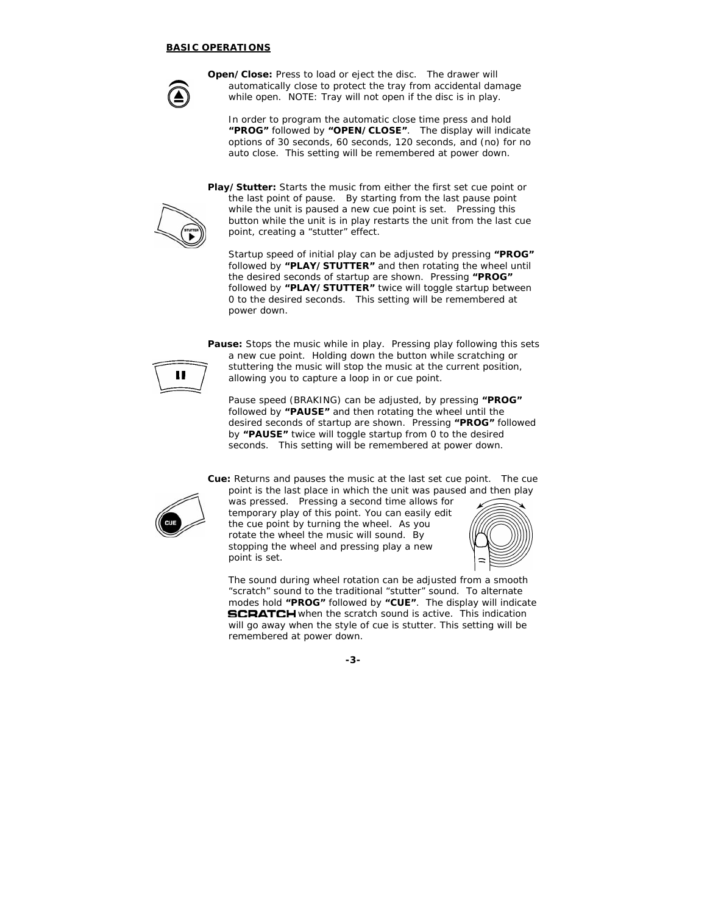## BASIC OPERATIONS

**Open/Close:** Press to load or eject the disc. The drawer will automatically close to protect the tray from accidental damage while open. NOTE: Tray will not open if the disc is in play.

In order to program the automatic close time press and hold **"PROG"** followed by **"OPEN/CLOSE"**. The display will indicate options of 30 seconds, 60 seconds, 120 seconds, and (no) for no auto close. This setting will be remembered at power down.

**Play/Stutter:** Starts the music from either the first set cue point or the last point of pause. By starting from the last pause point while the unit is paused a new cue point is set. Pressing this button while the unit is in play restarts the unit from the last cue point, creating a "stutter" effect.

Startup speed of initial play can be adjusted by pressing **"PROG"** followed by **"PLAY/STUTTER"** and then rotating the wheel until the desired seconds of startup are shown. Pressing **"PROG"** followed by **"PLAY/STUTTER"** twice will toggle startup between 0 to the desired seconds. This setting will be remembered at power down.

**Pause:** Stops the music while in play. Pressing play following this sets a new cue point. Holding down the button while scratching or stuttering the music will stop the music at the current position, allowing you to capture a loop in or cue point.

Pause speed (BRAKING) can be adjusted, by pressing **"PROG"** followed by **"PAUSE"** and then rotating the wheel until the desired seconds of startup are shown. Pressing **"PROG"** followed by **"PAUSE"** twice will toggle startup from 0 to the desired seconds. This setting will be remembered at power down.

**Cue:** Returns and pauses the music at the last set cue point. The cue point is the last place in which the unit was paused and then play was pressed. Pressing a second time allows for temporary play of this point. You can easily edit the cue point by turning the wheel. As you rotate the wheel the music will sound. By stopping the wheel and pressing play a new point is set.

The sound during wheel rotation can be adjusted from a smooth "scratch" sound to the traditional "stutter" sound. To alternate modes hold **"PROG"** followed by **"CUE"**. The display will indicate **SCRATCH** when the scratch sound is active. This indication will go away when the style of cue is stutter. This setting will be remembered at power down.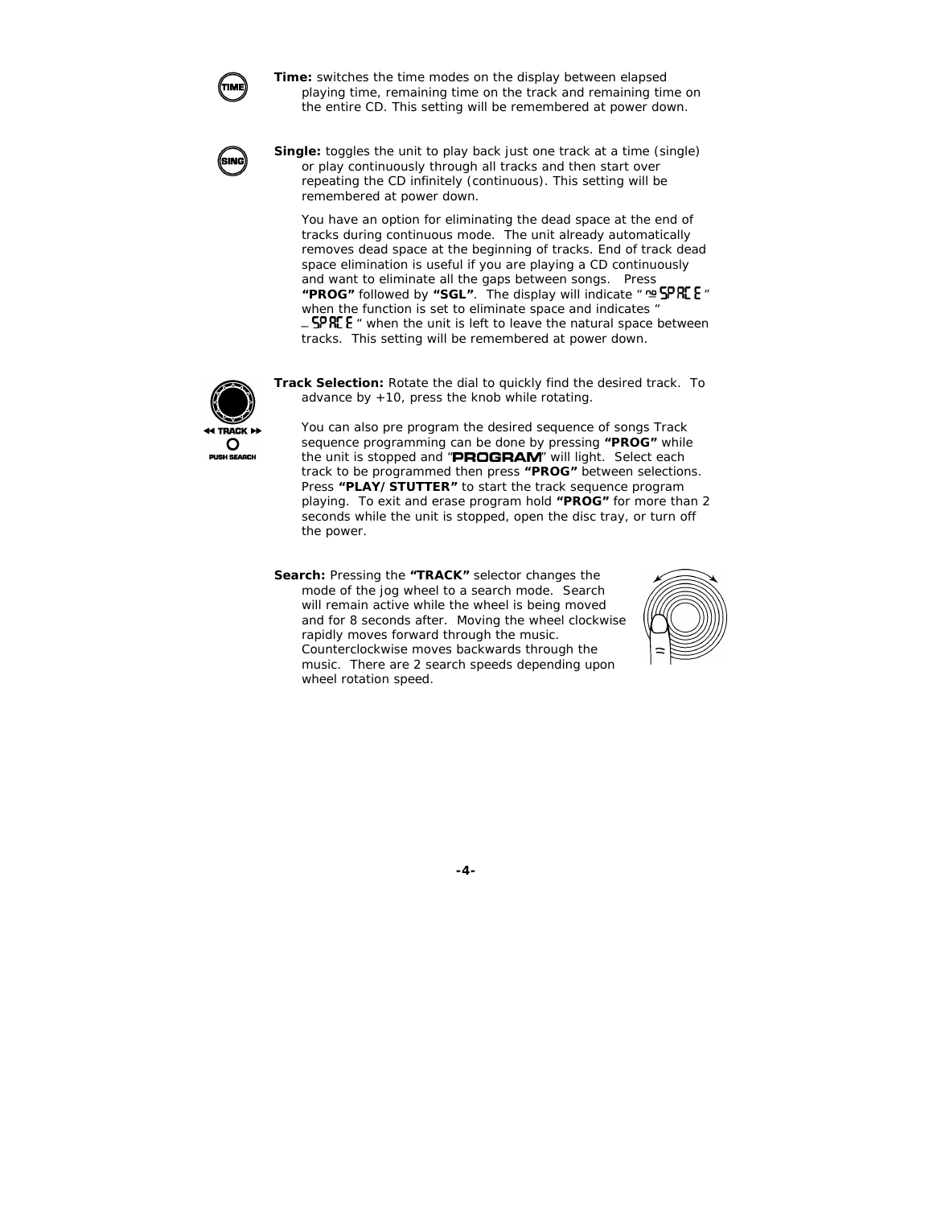**Time:** switches the time modes on the display between elapsed playing time, remaining time on the track and remaining time on the entire CD. This setting will be remembered at power down.

**Single:** toggles the unit to play back just one track at a time (single) or play continuously through all tracks and then start over repeating the CD infinitely (continuous). This setting will be remembered at power down.

You have an option for eliminating the dead space at the end of tracks during continuous mode. The unit already automatically removes dead space at the beginning of tracks. End of track dead space elimination is useful if you are playing a CD continuously and want to eliminate all the gaps between songs. Press **"PROG"** followed by **"SGL"**. The display will indicate " no SPACE " when the function is set to eliminate space and indicates " _ SPACE " when the unit is left to leave the natural space between tracks. This setting will be remembered at power down.

**Track Selection:** Rotate the dial to quickly find the desired track. To advance by +10, press the knob while rotating.

You can also pre program the desired sequence of songs Track sequence programming can be done by pressing **"PROG"** while the unit is stopped and "**PROGRAM**" will light. Select each track to be programmed then press **"PROG"** between selections. Press **"PLAY/STUTTER"** to start the track sequence program playing. To exit and erase program hold **"PROG"** for more than 2 seconds while the unit is stopped, open the disc tray, or turn off the power.

**Search:** Pressing the **"TRACK"** selector changes the mode of the jog wheel to a search mode. Search will remain active while the wheel is being moved and for 8 seconds after. Moving the wheel clockwise rapidly moves forward through the music. Counterclockwise moves backwards through the music. There are 2 search speeds depending upon wheel rotation speed.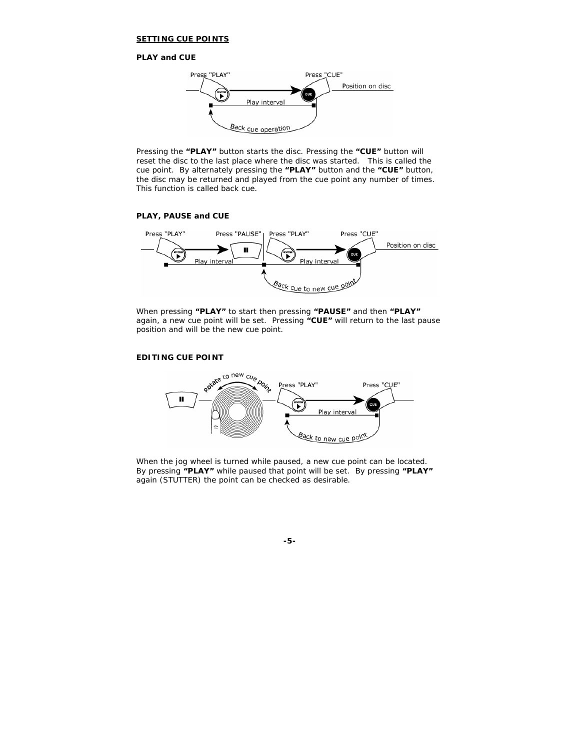## SETTING CUE POINTS

### PLAY and CUE

Pressing the **"PLAY"** button starts the disc. Pressing the **"CUE"** button will reset the disc to the last place where the disc was started. This is called the cue point. By alternately pressing the **"PLAY"** button and the **"CUE"** button, the disc may be returned and played from the cue point any number of times. This function is called back cue.

### PLAY, PAUSE and CUE

When pressing **"PLAY"** to start then pressing **"PAUSE"** and then **"PLAY"** again, a new cue point will be set. Pressing **"CUE"** will return to the last pause position and will be the new cue point.

### EDITING CUE POINT

When the jog wheel is turned while paused, a new cue point can be located. By pressing **"PLAY"** while paused that point will be set. By pressing **"PLAY"** again (STUTTER) the point can be checked as desirable.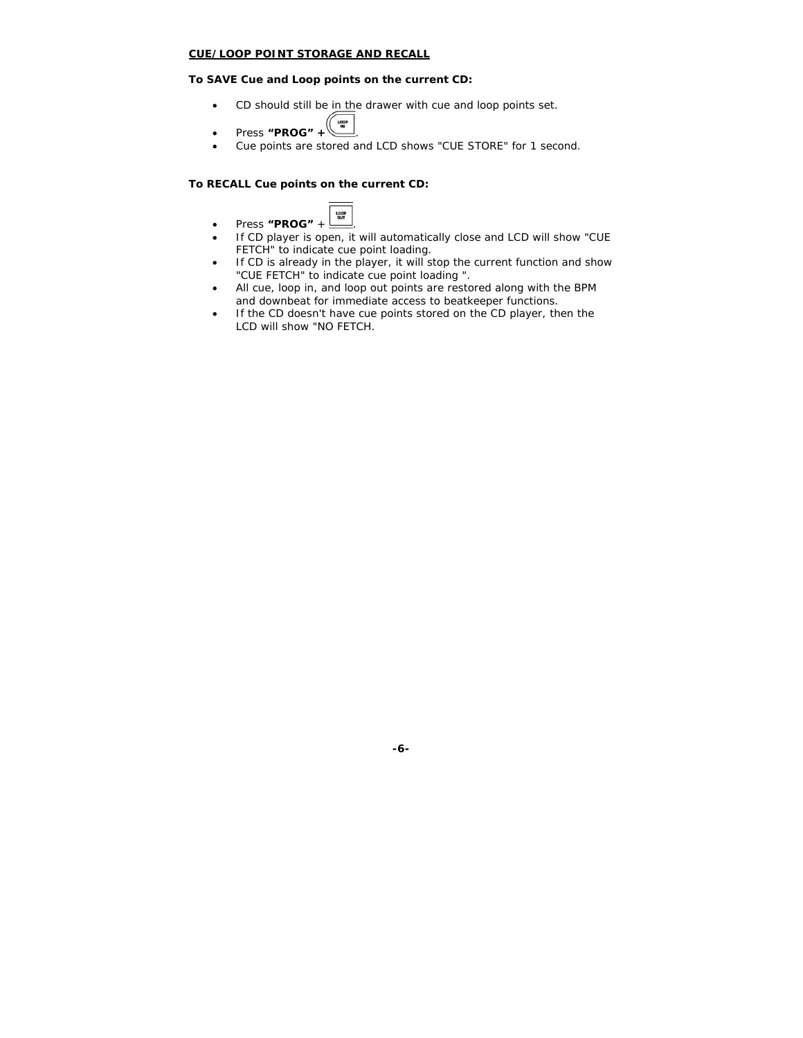**CUE/LOOP POINT STORAGE AND RECALL**

**To SAVE Cue and Loop points on the current CD:**

- CD should still be in the drawer with cue and loop points set.
- Press **"PROG" +** LOOP IN.
- Cue points are stored and LCD shows "CUE STORE" for 1 second.

**To RECALL Cue points on the current CD:**

- Press **"PROG"** + LOOP OUT.
- If CD player is open, it will automatically close and LCD will show "CUE FETCH" to indicate cue point loading.
- If CD is already in the player, it will stop the current function and show "CUE FETCH" to indicate cue point loading ".
- All cue, loop in, and loop out points are restored along with the BPM and downbeat for immediate access to beatkeeper functions.
- If the CD doesn't have cue points stored on the CD player, then the LCD will show "NO FETCH.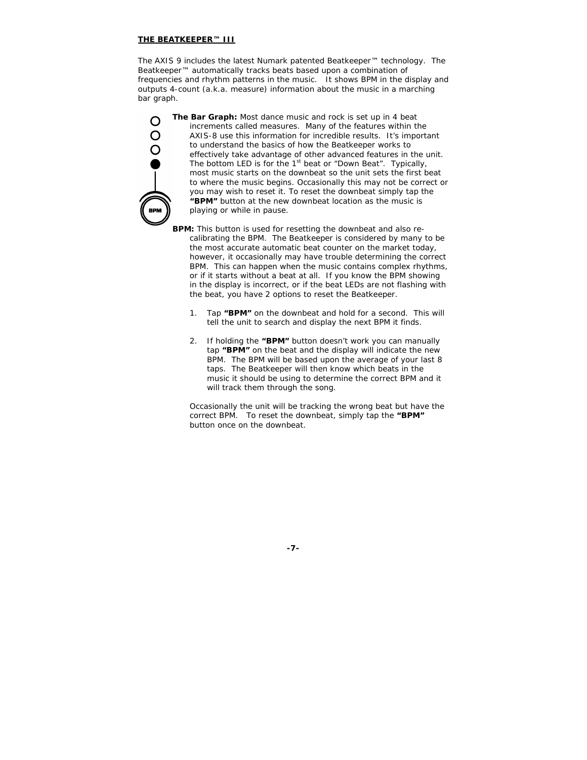## THE BEATKEEPER™ III

The AXIS 9 includes the latest Numark patented Beatkeeper™ technology. The Beatkeeper™ automatically tracks beats based upon a combination of frequencies and rhythm patterns in the music. It shows BPM in the display and outputs 4-count (a.k.a. measure) information about the music in a marching bar graph.

**The Bar Graph:** Most dance music and rock is set up in 4 beat increments called measures. Many of the features within the AXIS-8 use this information for incredible results. It's important to understand the basics of how the Beatkeeper works to effectively take advantage of other advanced features in the unit. The bottom LED is for the 1st beat or "Down Beat". Typically, most music starts on the downbeat so the unit sets the first beat to where the music begins. Occasionally this may not be correct or you may wish to reset it. To reset the downbeat simply tap the **"BPM"** button at the new downbeat location as the music is playing or while in pause.

**BPM:** This button is used for resetting the downbeat and also re-calibrating the BPM. The Beatkeeper is considered by many to be the most accurate automatic beat counter on the market today, however, it occasionally may have trouble determining the correct BPM. This can happen when the music contains complex rhythms, or if it starts without a beat at all. If you know the BPM showing in the display is incorrect, or if the beat LEDs are not flashing with the beat, you have 2 options to reset the Beatkeeper.

1. Tap **"BPM"** on the downbeat and hold for a second. This will tell the unit to search and display the next BPM it finds.

2. If holding the **"BPM"** button doesn't work you can manually tap **"BPM"** on the beat and the display will indicate the new BPM. The BPM will be based upon the average of your last 8 taps. The Beatkeeper will then know which beats in the music it should be using to determine the correct BPM and it will track them through the song.

Occasionally the unit will be tracking the wrong beat but have the correct BPM. To reset the downbeat, simply tap the **"BPM"** button once on the downbeat.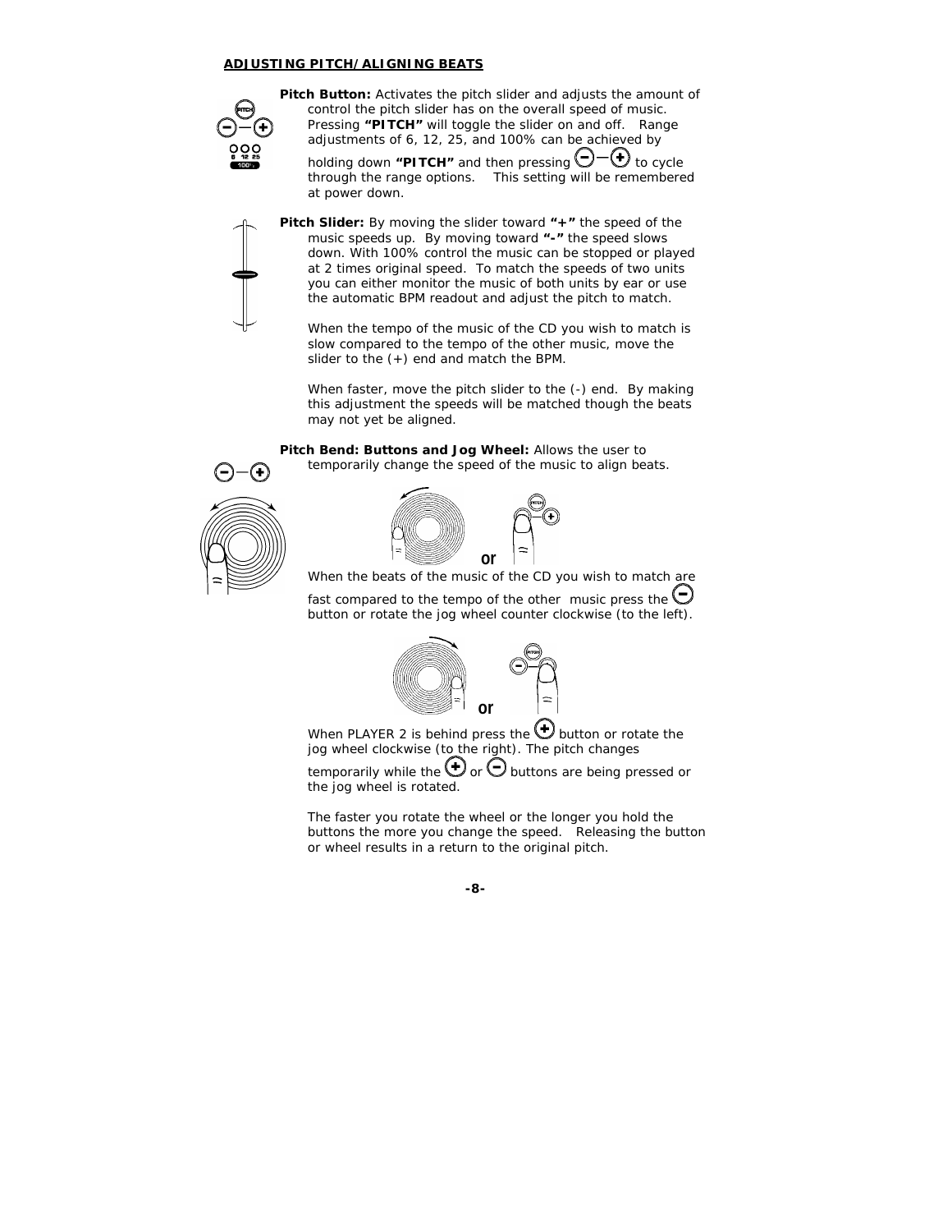## ADJUSTING PITCH/ALIGNING BEATS

**Pitch Button:** Activates the pitch slider and adjusts the amount of control the pitch slider has on the overall speed of music. Pressing **"PITCH"** will toggle the slider on and off. Range adjustments of 6, 12, 25, and 100% can be achieved by holding down **"PITCH"** and then pressing (−)—(+) to cycle through the range options. This setting will be remembered at power down.

**Pitch Slider:** By moving the slider toward **"+"** the speed of the music speeds up. By moving toward **"-"** the speed slows down. With 100% control the music can be stopped or played at 2 times original speed. To match the speeds of two units you can either monitor the music of both units by ear or use the automatic BPM readout and adjust the pitch to match.

When the tempo of the music of the CD you wish to match is slow compared to the tempo of the other music, move the slider to the (+) end and match the BPM.

When faster, move the pitch slider to the (-) end. By making this adjustment the speeds will be matched though the beats may not yet be aligned.

**Pitch Bend: Buttons and Jog Wheel:** Allows the user to temporarily change the speed of the music to align beats.

or

When the beats of the music of the CD you wish to match are fast compared to the tempo of the other music press the (−) button or rotate the jog wheel counter clockwise (to the left).

or

When PLAYER 2 is behind press the (+) button or rotate the jog wheel clockwise (to the right). The pitch changes temporarily while the (+) or (−) buttons are being pressed or the jog wheel is rotated.

The faster you rotate the wheel or the longer you hold the buttons the more you change the speed. Releasing the button or wheel results in a return to the original pitch.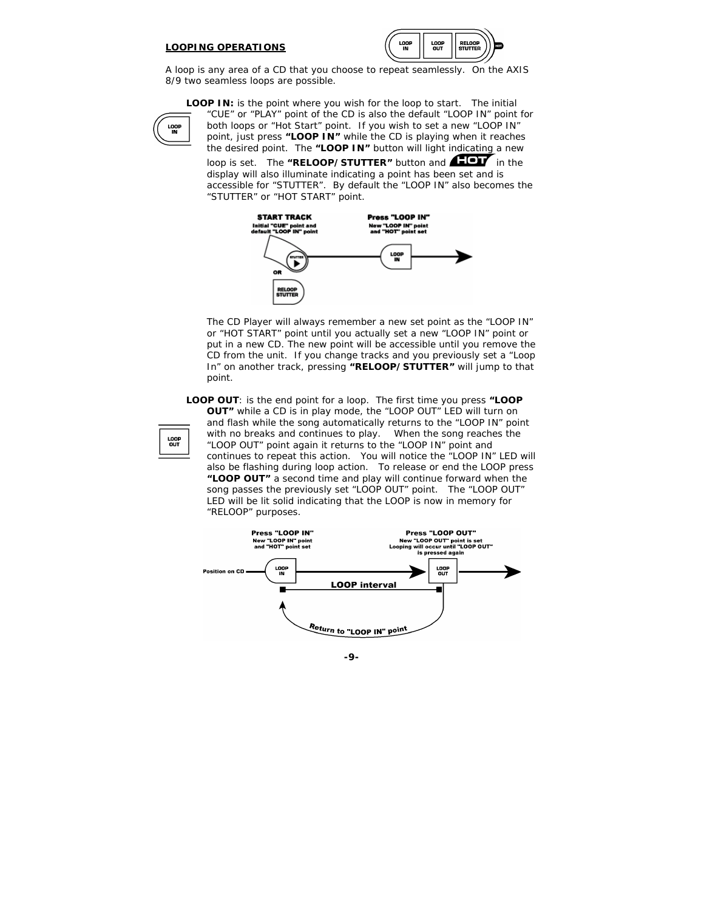## LOOPING OPERATIONS

A loop is any area of a CD that you choose to repeat seamlessly. On the AXIS 8/9 two seamless loops are possible.

**LOOP IN:** is the point where you wish for the loop to start. The initial "CUE" or "PLAY" point of the CD is also the default "LOOP IN" point for both loops or "Hot Start" point. If you wish to set a new "LOOP IN" point, just press **"LOOP IN"** while the CD is playing when it reaches the desired point. The **"LOOP IN"** button will light indicating a new loop is set. The **"RELOOP/STUTTER"** button and HOT in the display will also illuminate indicating a point has been set and is accessible for "STUTTER". By default the "LOOP IN" also becomes the "STUTTER" or "HOT START" point.

The CD Player will always remember a new set point as the "LOOP IN" or "HOT START" point until you actually set a new "LOOP IN" point or put in a new CD. The new point will be accessible until you remove the CD from the unit. If you change tracks and you previously set a "Loop In" on another track, pressing **"RELOOP/STUTTER"** will jump to that point.

**LOOP OUT**: is the end point for a loop. The first time you press **"LOOP OUT"** while a CD is in play mode, the "LOOP OUT" LED will turn on and flash while the song automatically returns to the "LOOP IN" point with no breaks and continues to play. When the song reaches the "LOOP OUT" point again it returns to the "LOOP IN" point and continues to repeat this action. You will notice the "LOOP IN" LED will also be flashing during loop action. To release or end the LOOP press **"LOOP OUT"** a second time and play will continue forward when the song passes the previously set "LOOP OUT" point. The "LOOP OUT" LED will be lit solid indicating that the LOOP is now in memory for "RELOOP" purposes.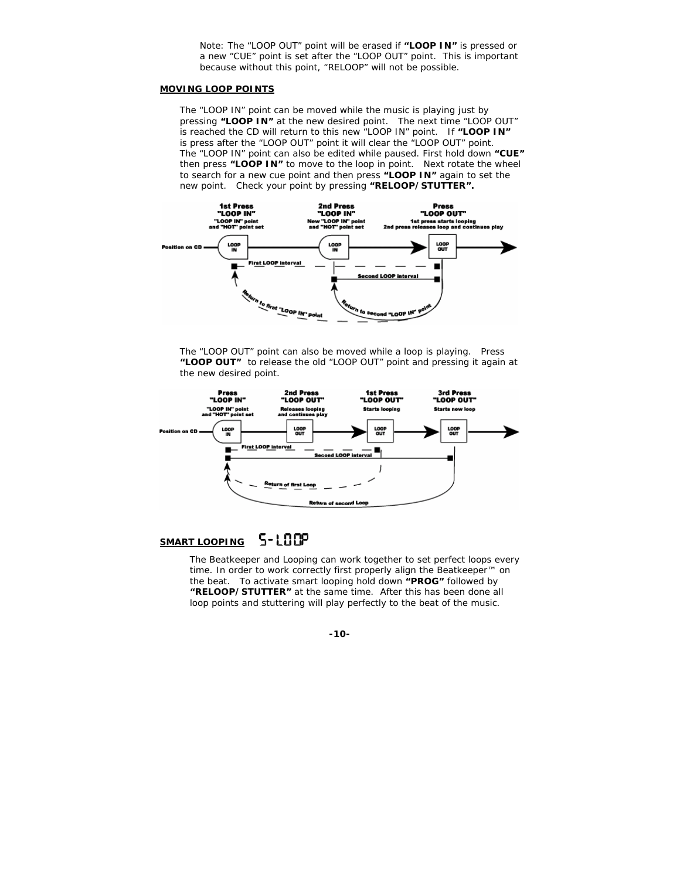Note: The “LOOP OUT” point will be erased if **“LOOP IN”** is pressed or a new “CUE” point is set after the “LOOP OUT” point. This is important because without this point, “RELOOP” will not be possible.

**MOVING LOOP POINTS**

The “LOOP IN” point can be moved while the music is playing just by pressing **“LOOP IN”** at the new desired point. The next time “LOOP OUT” is reached the CD will return to this new “LOOP IN” point. If **“LOOP IN”** is press after the “LOOP OUT” point it will clear the “LOOP OUT” point. The “LOOP IN” point can also be edited while paused. First hold down **“CUE”** then press **“LOOP IN”** to move to the loop in point. Next rotate the wheel to search for a new cue point and then press **“LOOP IN”** again to set the new point. Check your point by pressing **“RELOOP/STUTTER”.**

The “LOOP OUT” point can also be moved while a loop is playing. Press **“LOOP OUT”** to release the old “LOOP OUT” point and pressing it again at the new desired point.

**SMART LOOPING** S-LOOP

The Beatkeeper and Looping can work together to set perfect loops every time. In order to work correctly first properly align the Beatkeeper™ on the beat. To activate smart looping hold down **“PROG”** followed by **“RELOOP/STUTTER”** at the same time. After this has been done all loop points and stuttering will play perfectly to the beat of the music.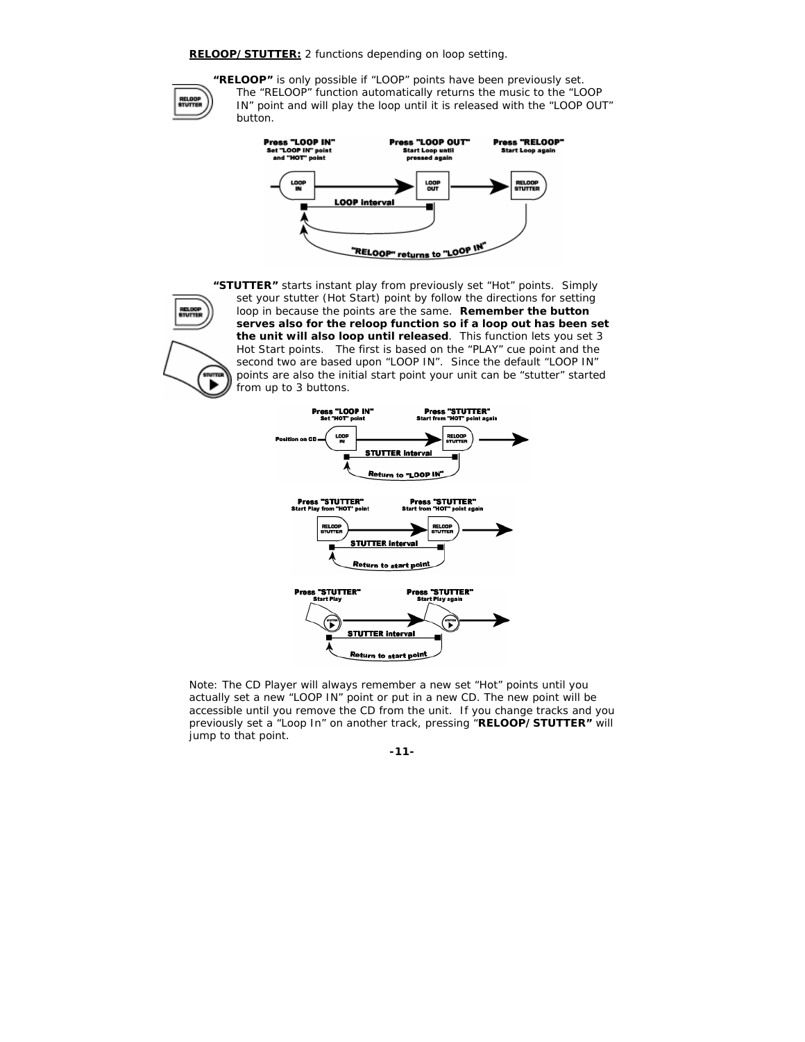**RELOOP/STUTTER:** 2 functions depending on loop setting.

**"RELOOP"** is only possible if "LOOP" points have been previously set. The "RELOOP" function automatically returns the music to the "LOOP IN" point and will play the loop until it is released with the "LOOP OUT" button.

**"STUTTER"** starts instant play from previously set "Hot" points. Simply set your stutter (Hot Start) point by follow the directions for setting loop in because the points are the same. **Remember the button serves also for the reloop function so if a loop out has been set the unit will also loop until released**. This function lets you set 3 Hot Start points. The first is based on the "PLAY" cue point and the second two are based upon "LOOP IN". Since the default "LOOP IN" points are also the initial start point your unit can be "stutter" started from up to 3 buttons.

Note: The CD Player will always remember a new set "Hot" points until you actually set a new "LOOP IN" point or put in a new CD. The new point will be accessible until you remove the CD from the unit. If you change tracks and you previously set a "Loop In" on another track, pressing "**RELOOP/STUTTER"** will jump to that point.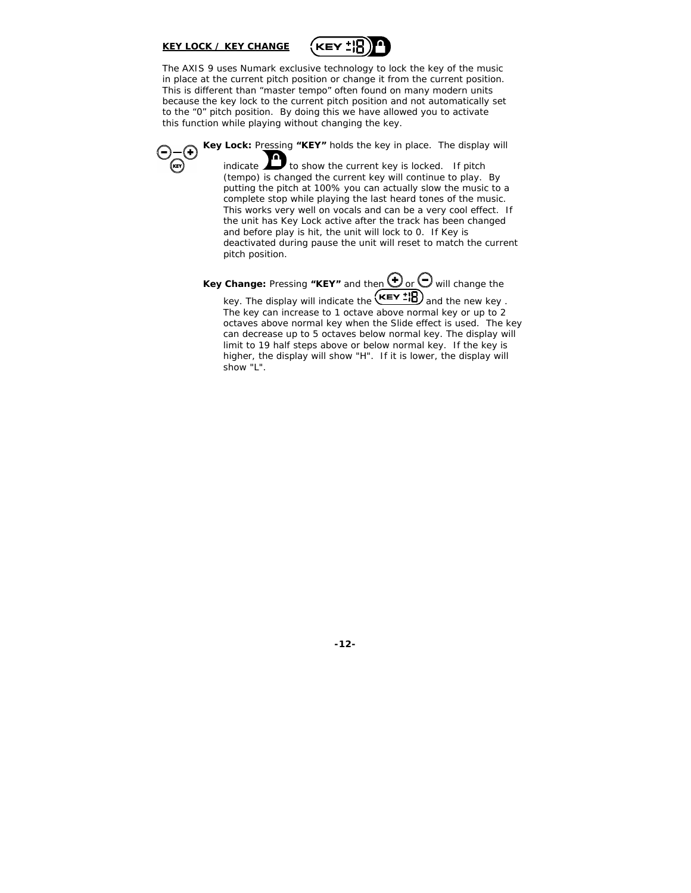## KEY LOCK / KEY CHANGE

The AXIS 9 uses Numark exclusive technology to lock the key of the music in place at the current pitch position or change it from the current position. This is different than "master tempo" often found on many modern units because the key lock to the current pitch position and not automatically set to the "0" pitch position. By doing this we have allowed you to activate this function while playing without changing the key.

**Key Lock:** Pressing **"KEY"** holds the key in place. The display will indicate to show the current key is locked. If pitch (tempo) is changed the current key will continue to play. By putting the pitch at 100% you can actually slow the music to a complete stop while playing the last heard tones of the music. This works very well on vocals and can be a very cool effect. If the unit has Key Lock active after the track has been changed and before play is hit, the unit will lock to 0. If Key is deactivated during pause the unit will reset to match the current pitch position.

**Key Change:** Pressing **"KEY"** and then + or − will change the key. The display will indicate the KEY ±18 and the new key . The key can increase to 1 octave above normal key or up to 2 octaves above normal key when the Slide effect is used. The key can decrease up to 5 octaves below normal key. The display will limit to 19 half steps above or below normal key. If the key is higher, the display will show "H". If it is lower, the display will show "L".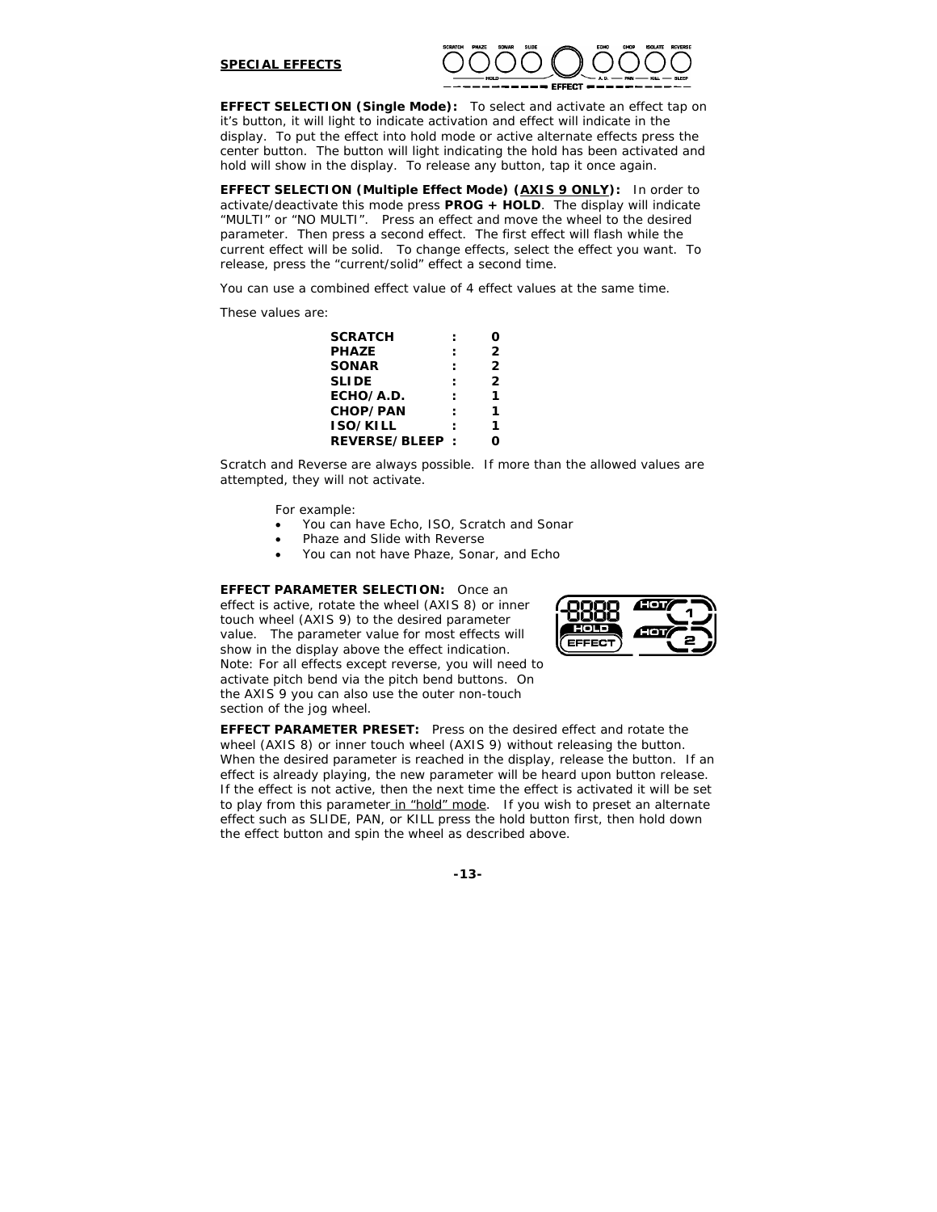## SPECIAL EFFECTS

**EFFECT SELECTION (Single Mode):** To select and activate an effect tap on it's button, it will light to indicate activation and effect will indicate in the display. To put the effect into hold mode or active alternate effects press the center button. The button will light indicating the hold has been activated and hold will show in the display. To release any button, tap it once again.

**EFFECT SELECTION (Multiple Effect Mode) (AXIS 9 ONLY):** In order to activate/deactivate this mode press **PROG + HOLD**. The display will indicate "MULTI" or "NO MULTI". Press an effect and move the wheel to the desired parameter. Then press a second effect. The first effect will flash while the current effect will be solid. To change effects, select the effect you want. To release, press the "current/solid" effect a second time.

You can use a combined effect value of 4 effect values at the same time.

These values are:

| | | |
|---|---|---|
| **SCRATCH** | **:** | **0** |
| **PHAZE** | **:** | **2** |
| **SONAR** | **:** | **2** |
| **SLIDE** | **:** | **2** |
| **ECHO/A.D.** | **:** | **1** |
| **CHOP/PAN** | **:** | **1** |
| **ISO/KILL** | **:** | **1** |
| **REVERSE/BLEEP** | **:** | **0** |

Scratch and Reverse are always possible. If more than the allowed values are attempted, they will not activate.

For example:

- You can have Echo, ISO, Scratch and Sonar
- Phaze and Slide with Reverse
- You can not have Phaze, Sonar, and Echo

**EFFECT PARAMETER SELECTION:** Once an effect is active, rotate the wheel (AXIS 8) or inner touch wheel (AXIS 9) to the desired parameter value. The parameter value for most effects will show in the display above the effect indication. Note: For all effects except reverse, you will need to activate pitch bend via the pitch bend buttons. On the AXIS 9 you can also use the outer non-touch section of the jog wheel.

**EFFECT PARAMETER PRESET:** Press on the desired effect and rotate the wheel (AXIS 8) or inner touch wheel (AXIS 9) without releasing the button. When the desired parameter is reached in the display, release the button. If an effect is already playing, the new parameter will be heard upon button release. If the effect is not active, then the next time the effect is activated it will be set to play from this parameter in "hold" mode. If you wish to preset an alternate effect such as SLIDE, PAN, or KILL press the hold button first, then hold down the effect button and spin the wheel as described above.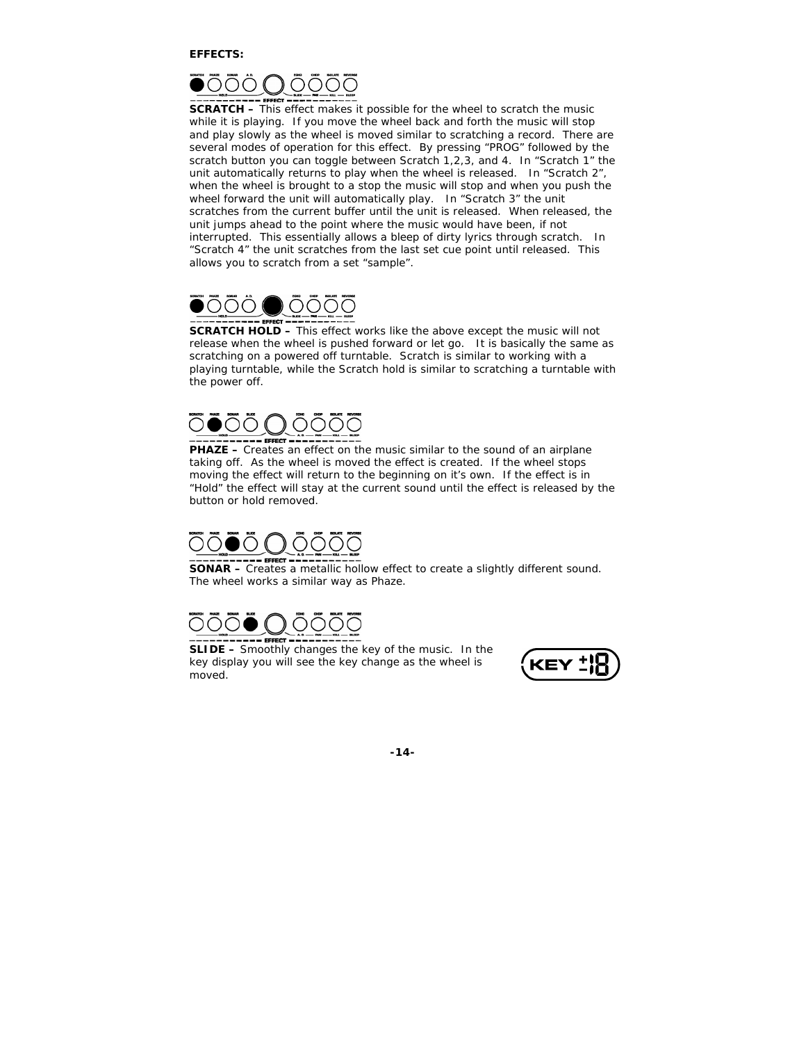**EFFECTS:**

**SCRATCH –** This effect makes it possible for the wheel to scratch the music while it is playing. If you move the wheel back and forth the music will stop and play slowly as the wheel is moved similar to scratching a record. There are several modes of operation for this effect. By pressing "PROG" followed by the scratch button you can toggle between Scratch 1,2,3, and 4. In "Scratch 1" the unit automatically returns to play when the wheel is released. In "Scratch 2", when the wheel is brought to a stop the music will stop and when you push the wheel forward the unit will automatically play. In "Scratch 3" the unit scratches from the current buffer until the unit is released. When released, the unit jumps ahead to the point where the music would have been, if not interrupted. This essentially allows a bleep of dirty lyrics through scratch. In "Scratch 4" the unit scratches from the last set cue point until released. This allows you to scratch from a set "sample".

**SCRATCH HOLD –** This effect works like the above except the music will not release when the wheel is pushed forward or let go. It is basically the same as scratching on a powered off turntable. Scratch is similar to working with a playing turntable, while the Scratch hold is similar to scratching a turntable with the power off.

**PHAZE –** Creates an effect on the music similar to the sound of an airplane taking off. As the wheel is moved the effect is created. If the wheel stops moving the effect will return to the beginning on it's own. If the effect is in "Hold" the effect will stay at the current sound until the effect is released by the button or hold removed.

**SONAR –** Creates a metallic hollow effect to create a slightly different sound. The wheel works a similar way as Phaze.

**SLIDE –** Smoothly changes the key of the music. In the key display you will see the key change as the wheel is moved.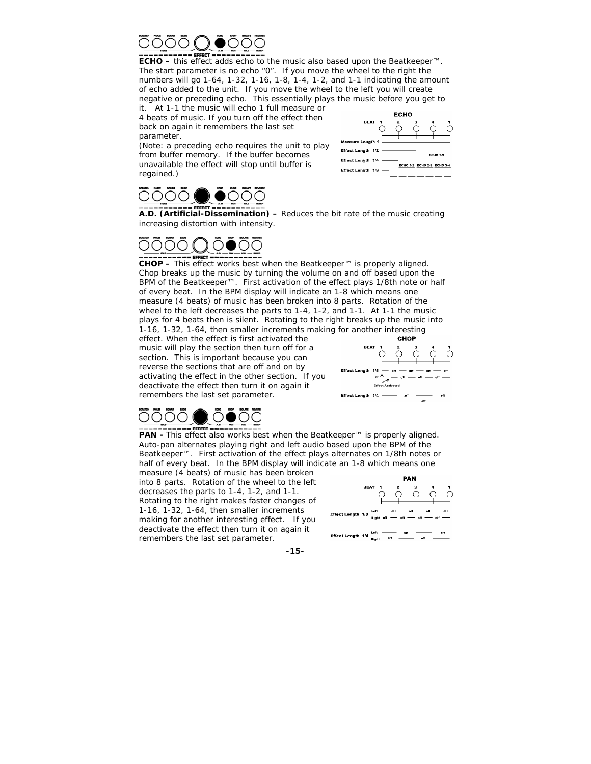**ECHO –** this effect adds echo to the music also based upon the Beatkeeper™. The start parameter is no echo "0". If you move the wheel to the right the numbers will go 1-64, 1-32, 1-16, 1-8, 1-4, 1-2, and 1-1 indicating the amount of echo added to the unit. If you move the wheel to the left you will create negative or preceding echo. This essentially plays the music before you get to it. At 1-1 the music will echo 1 full measure or 4 beats of music. If you turn off the effect then back on again it remembers the last set parameter.

(Note: a preceding echo requires the unit to play from buffer memory. If the buffer becomes unavailable the effect will stop until buffer is regained.)

**A.D. (Artificial-Dissemination) –** Reduces the bit rate of the music creating increasing distortion with intensity.

**CHOP –** This effect works best when the Beatkeeper™ is properly aligned. Chop breaks up the music by turning the volume on and off based upon the BPM of the Beatkeeper™. First activation of the effect plays 1/8th note or half of every beat. In the BPM display will indicate an 1-8 which means one measure (4 beats) of music has been broken into 8 parts. Rotation of the wheel to the left decreases the parts to 1-4, 1-2, and 1-1. At 1-1 the music plays for 4 beats then is silent. Rotating to the right breaks up the music into 1-16, 1-32, 1-64, then smaller increments making for another interesting effect. When the effect is first activated the music will play the section then turn off for a section. This is important because you can reverse the sections that are off and on by activating the effect in the other section. If you deactivate the effect then turn it on again it remembers the last set parameter.

**PAN -** This effect also works best when the Beatkeeper™ is properly aligned. Auto-pan alternates playing right and left audio based upon the BPM of the Beatkeeper™. First activation of the effect plays alternates on 1/8th notes or half of every beat. In the BPM display will indicate an 1-8 which means one measure (4 beats) of music has been broken into 8 parts. Rotation of the wheel to the left decreases the parts to 1-4, 1-2, and 1-1. Rotating to the right makes faster changes of 1-16, 1-32, 1-64, then smaller increments making for another interesting effect. If you deactivate the effect then turn it on again it remembers the last set parameter.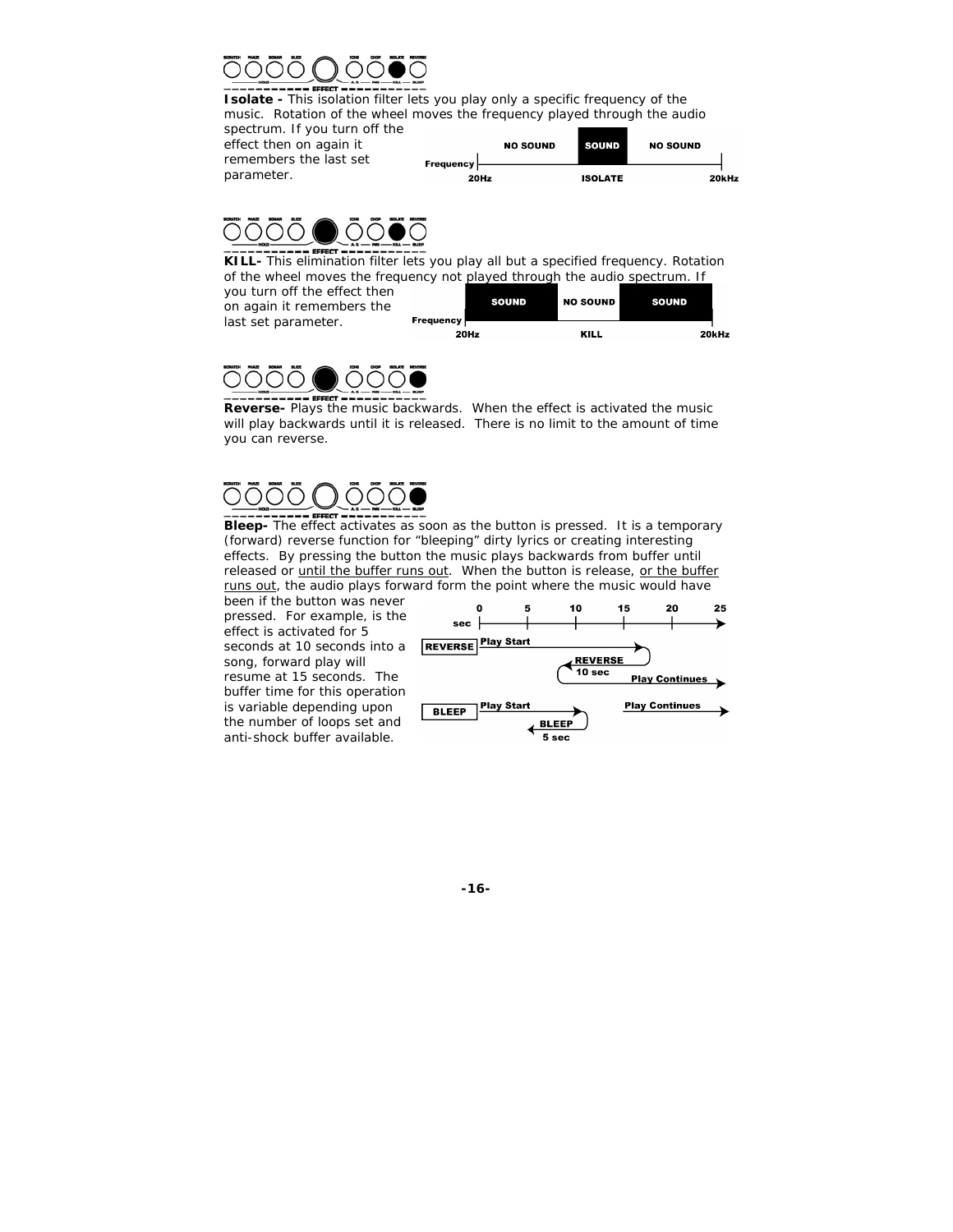**Isolate -** This isolation filter lets you play only a specific frequency of the music. Rotation of the wheel moves the frequency played through the audio spectrum. If you turn off the effect then on again it remembers the last set parameter.

| NO SOUND | SOUND | NO SOUND |
|---|---|---|
| 20Hz | ISOLATE | 20kHz |

**KILL-** This elimination filter lets you play all but a specified frequency. Rotation of the wheel moves the frequency not played through the audio spectrum. If you turn off the effect then on again it remembers the last set parameter.

| SOUND | NO SOUND | SOUND |
|---|---|---|
| 20Hz | KILL | 20kHz |

**Reverse-** Plays the music backwards. When the effect is activated the music will play backwards until it is released. There is no limit to the amount of time you can reverse.

**Bleep-** The effect activates as soon as the button is pressed. It is a temporary (forward) reverse function for "bleeping" dirty lyrics or creating interesting effects. By pressing the button the music plays backwards from buffer until released or <u>until the buffer runs out</u>. When the button is release, <u>or the buffer runs out</u>, the audio plays forward form the point where the music would have been if the button was never pressed. For example, is the effect is activated for 5 seconds at 10 seconds into a song, forward play will resume at 15 seconds. The buffer time for this operation is variable depending upon the number of loops set and anti-shock buffer available.

sec: 0, 5, 10, 15, 20, 25

REVERSE: Play Start → REVERSE 10 sec → Play Continues

BLEEP: Play Start → BLEEP 5 sec → Play Continues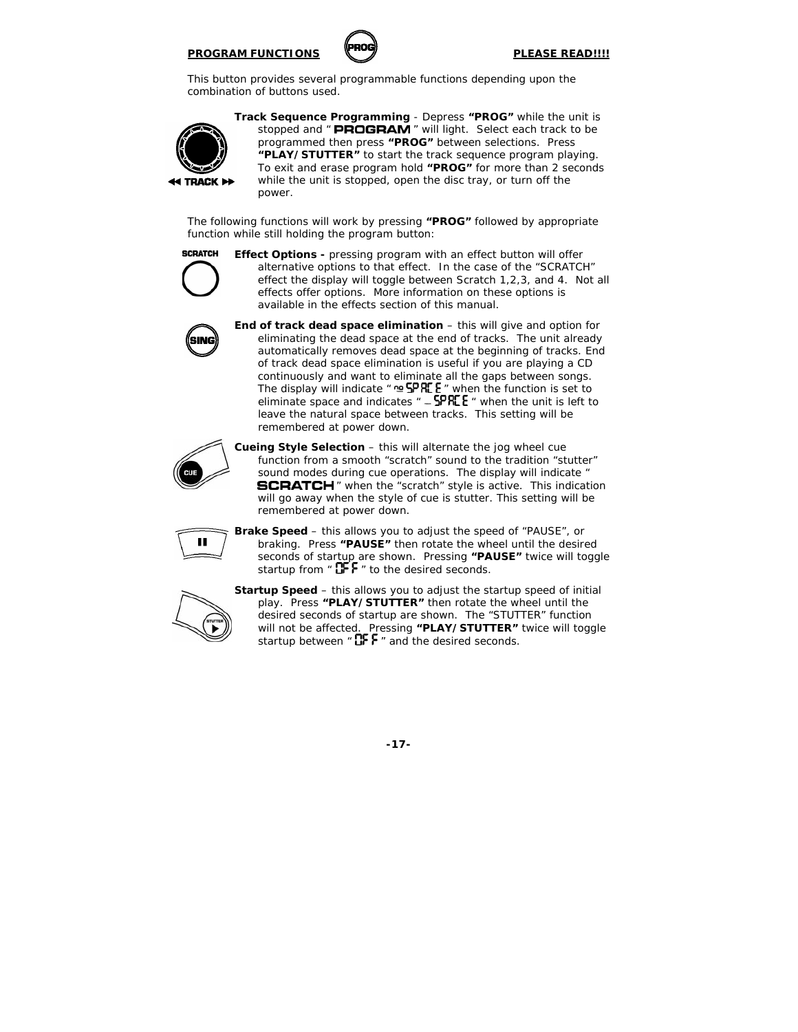**PROGRAM FUNCTIONS** **PLEASE READ!!!!**

This button provides several programmable functions depending upon the combination of buttons used.

**Track Sequence Programming** - Depress **"PROG"** while the unit is stopped and " PROGRAM " will light. Select each track to be programmed then press **"PROG"** between selections. Press **"PLAY/STUTTER"** to start the track sequence program playing. To exit and erase program hold **"PROG"** for more than 2 seconds while the unit is stopped, open the disc tray, or turn off the power.

The following functions will work by pressing **"PROG"** followed by appropriate function while still holding the program button:

**Effect Options -** pressing program with an effect button will offer alternative options to that effect. In the case of the "SCRATCH" effect the display will toggle between Scratch 1,2,3, and 4. Not all effects offer options. More information on these options is available in the effects section of this manual.

**End of track dead space elimination** – this will give and option for eliminating the dead space at the end of tracks. The unit already automatically removes dead space at the beginning of tracks. End of track dead space elimination is useful if you are playing a CD continuously and want to eliminate all the gaps between songs. The display will indicate " no SPACE " when the function is set to eliminate space and indicates " _ SPACE " when the unit is left to leave the natural space between tracks. This setting will be remembered at power down.

**Cueing Style Selection** – this will alternate the jog wheel cue function from a smooth "scratch" sound to the tradition "stutter" sound modes during cue operations. The display will indicate " SCRATCH " when the "scratch" style is active. This indication will go away when the style of cue is stutter. This setting will be remembered at power down.

**Brake Speed** – this allows you to adjust the speed of "PAUSE", or braking. Press **"PAUSE"** then rotate the wheel until the desired seconds of startup are shown. Pressing **"PAUSE"** twice will toggle startup from " OFF " to the desired seconds.

**Startup Speed** – this allows you to adjust the startup speed of initial play. Press **"PLAY/STUTTER"** then rotate the wheel until the desired seconds of startup are shown. The "STUTTER" function will not be affected. Pressing **"PLAY/STUTTER"** twice will toggle startup between " OFF " and the desired seconds.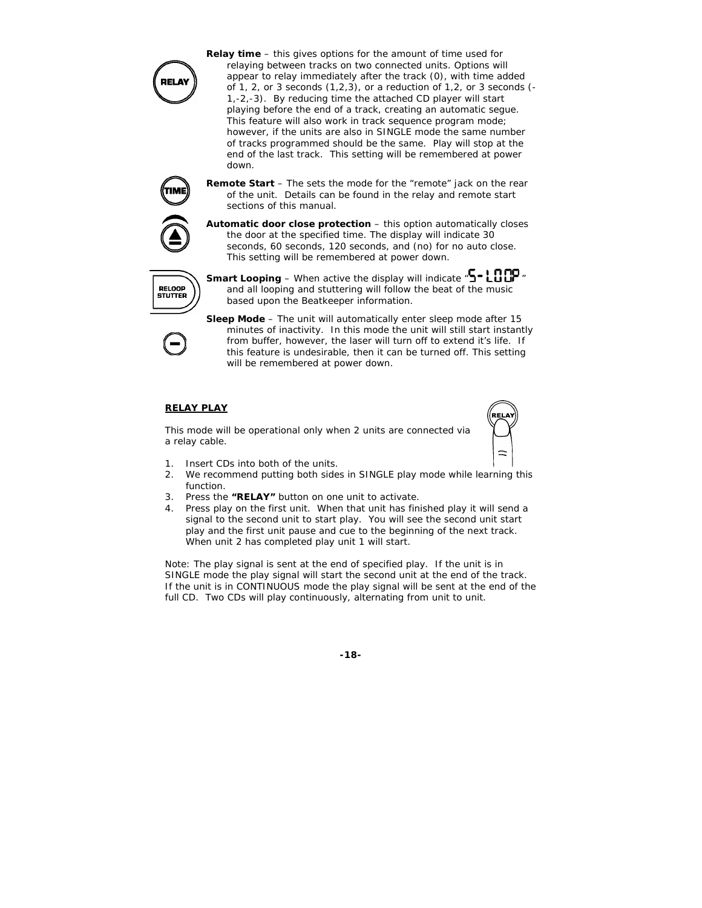**Relay time** – this gives options for the amount of time used for relaying between tracks on two connected units. Options will appear to relay immediately after the track (0), with time added of 1, 2, or 3 seconds (1,2,3), or a reduction of 1,2, or 3 seconds (-1,-2,-3). By reducing time the attached CD player will start playing before the end of a track, creating an automatic segue. This feature will also work in track sequence program mode; however, if the units are also in SINGLE mode the same number of tracks programmed should be the same. Play will stop at the end of the last track. This setting will be remembered at power down.

**Remote Start** – The sets the mode for the "remote" jack on the rear of the unit. Details can be found in the relay and remote start sections of this manual.

**Automatic door close protection** – this option automatically closes the door at the specified time. The display will indicate 30 seconds, 60 seconds, 120 seconds, and (no) for no auto close. This setting will be remembered at power down.

**Smart Looping** – When active the display will indicate "S-LOOP" and all looping and stuttering will follow the beat of the music based upon the Beatkeeper information.

**Sleep Mode** – The unit will automatically enter sleep mode after 15 minutes of inactivity. In this mode the unit will still start instantly from buffer, however, the laser will turn off to extend it's life. If this feature is undesirable, then it can be turned off. This setting will be remembered at power down.

## RELAY PLAY

This mode will be operational only when 2 units are connected via a relay cable.

1. Insert CDs into both of the units.
2. We recommend putting both sides in SINGLE play mode while learning this function.
3. Press the **"RELAY"** button on one unit to activate.
4. Press play on the first unit. When that unit has finished play it will send a signal to the second unit to start play. You will see the second unit start play and the first unit pause and cue to the beginning of the next track. When unit 2 has completed play unit 1 will start.

Note: The play signal is sent at the end of specified play. If the unit is in SINGLE mode the play signal will start the second unit at the end of the track. If the unit is in CONTINUOUS mode the play signal will be sent at the end of the full CD. Two CDs will play continuously, alternating from unit to unit.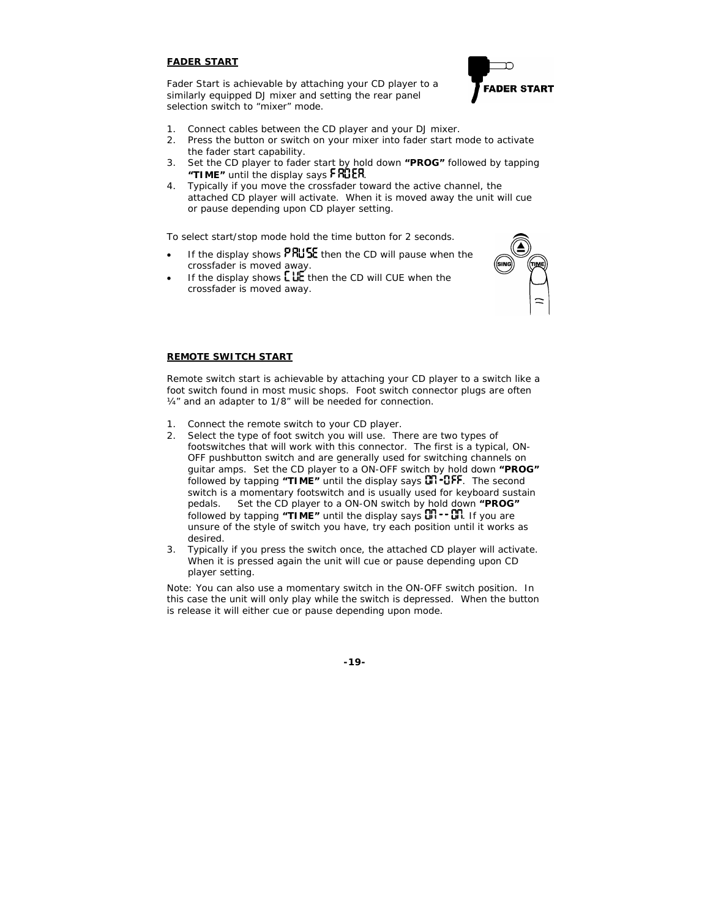## FADER START

Fader Start is achievable by attaching your CD player to a similarly equipped DJ mixer and setting the rear panel selection switch to "mixer" mode.

1. Connect cables between the CD player and your DJ mixer.
2. Press the button or switch on your mixer into fader start mode to activate the fader start capability.
3. Set the CD player to fader start by hold down **"PROG"** followed by tapping **"TIME"** until the display says FADER.
4. Typically if you move the crossfader toward the active channel, the attached CD player will activate. When it is moved away the unit will cue or pause depending upon CD player setting.

To select start/stop mode hold the time button for 2 seconds.

- If the display shows PAUSE then the CD will pause when the crossfader is moved away.
- If the display shows CUE then the CD will CUE when the crossfader is moved away.

## REMOTE SWITCH START

Remote switch start is achievable by attaching your CD player to a switch like a foot switch found in most music shops. Foot switch connector plugs are often ¼" and an adapter to 1/8" will be needed for connection.

1. Connect the remote switch to your CD player.
2. Select the type of foot switch you will use. There are two types of footswitches that will work with this connector. The first is a typical, ON-OFF pushbutton switch and are generally used for switching channels on guitar amps. Set the CD player to a ON-OFF switch by hold down **"PROG"** followed by tapping **"TIME"** until the display says ON-OFF. The second switch is a momentary footswitch and is usually used for keyboard sustain pedals. Set the CD player to a ON-ON switch by hold down **"PROG"** followed by tapping **"TIME"** until the display says ON--ON. If you are unsure of the style of switch you have, try each position until it works as desired.
3. Typically if you press the switch once, the attached CD player will activate. When it is pressed again the unit will cue or pause depending upon CD player setting.

Note: You can also use a momentary switch in the ON-OFF switch position. In this case the unit will only play while the switch is depressed. When the button is release it will either cue or pause depending upon mode.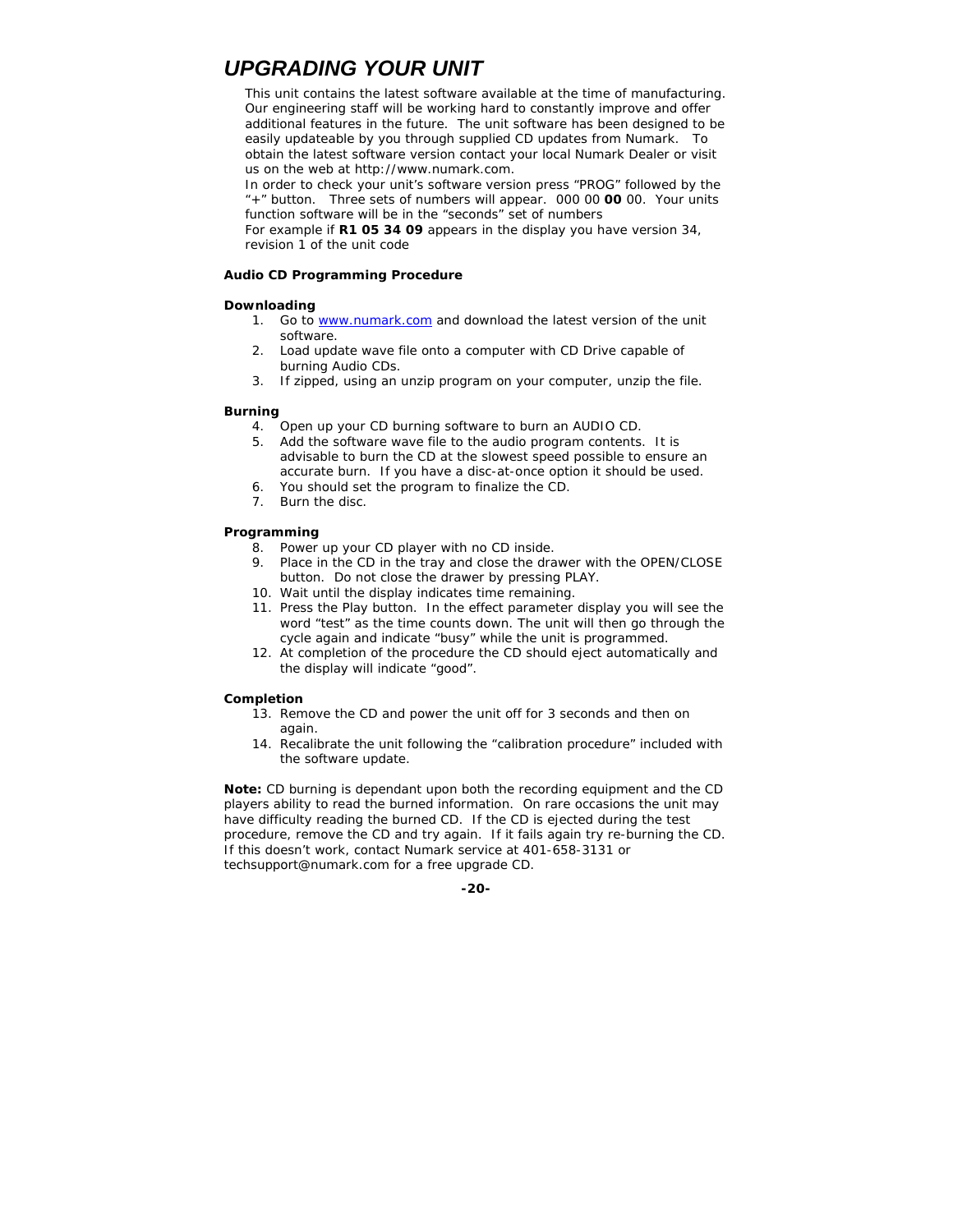# UPGRADING YOUR UNIT

This unit contains the latest software available at the time of manufacturing. Our engineering staff will be working hard to constantly improve and offer additional features in the future. The unit software has been designed to be easily updateable by you through supplied CD updates from Numark. To obtain the latest software version contact your local Numark Dealer or visit us on the web at http://www.numark.com.

In order to check your unit's software version press "PROG" followed by the "+" button. Three sets of numbers will appear. 000 00 **00** 00. Your units function software will be in the "seconds" set of numbers

For example if **R1 05 34 09** appears in the display you have version 34, revision 1 of the unit code

**Audio CD Programming Procedure**

**Downloading**

1. Go to www.numark.com and download the latest version of the unit software.
2. Load update wave file onto a computer with CD Drive capable of burning Audio CDs.
3. If zipped, using an unzip program on your computer, unzip the file.

**Burning**

4. Open up your CD burning software to burn an AUDIO CD.
5. Add the software wave file to the audio program contents. It is advisable to burn the CD at the slowest speed possible to ensure an accurate burn. If you have a disc-at-once option it should be used.
6. You should set the program to finalize the CD.
7. Burn the disc.

**Programming**

8. Power up your CD player with no CD inside.
9. Place in the CD in the tray and close the drawer with the OPEN/CLOSE button. Do not close the drawer by pressing PLAY.
10. Wait until the display indicates time remaining.
11. Press the Play button. In the effect parameter display you will see the word "test" as the time counts down. The unit will then go through the cycle again and indicate "busy" while the unit is programmed.
12. At completion of the procedure the CD should eject automatically and the display will indicate "good".

**Completion**

13. Remove the CD and power the unit off for 3 seconds and then on again.
14. Recalibrate the unit following the "calibration procedure" included with the software update.

**Note:** CD burning is dependant upon both the recording equipment and the CD players ability to read the burned information. On rare occasions the unit may have difficulty reading the burned CD. If the CD is ejected during the test procedure, remove the CD and try again. If it fails again try re-burning the CD. If this doesn't work, contact Numark service at 401-658-3131 or techsupport@numark.com for a free upgrade CD.